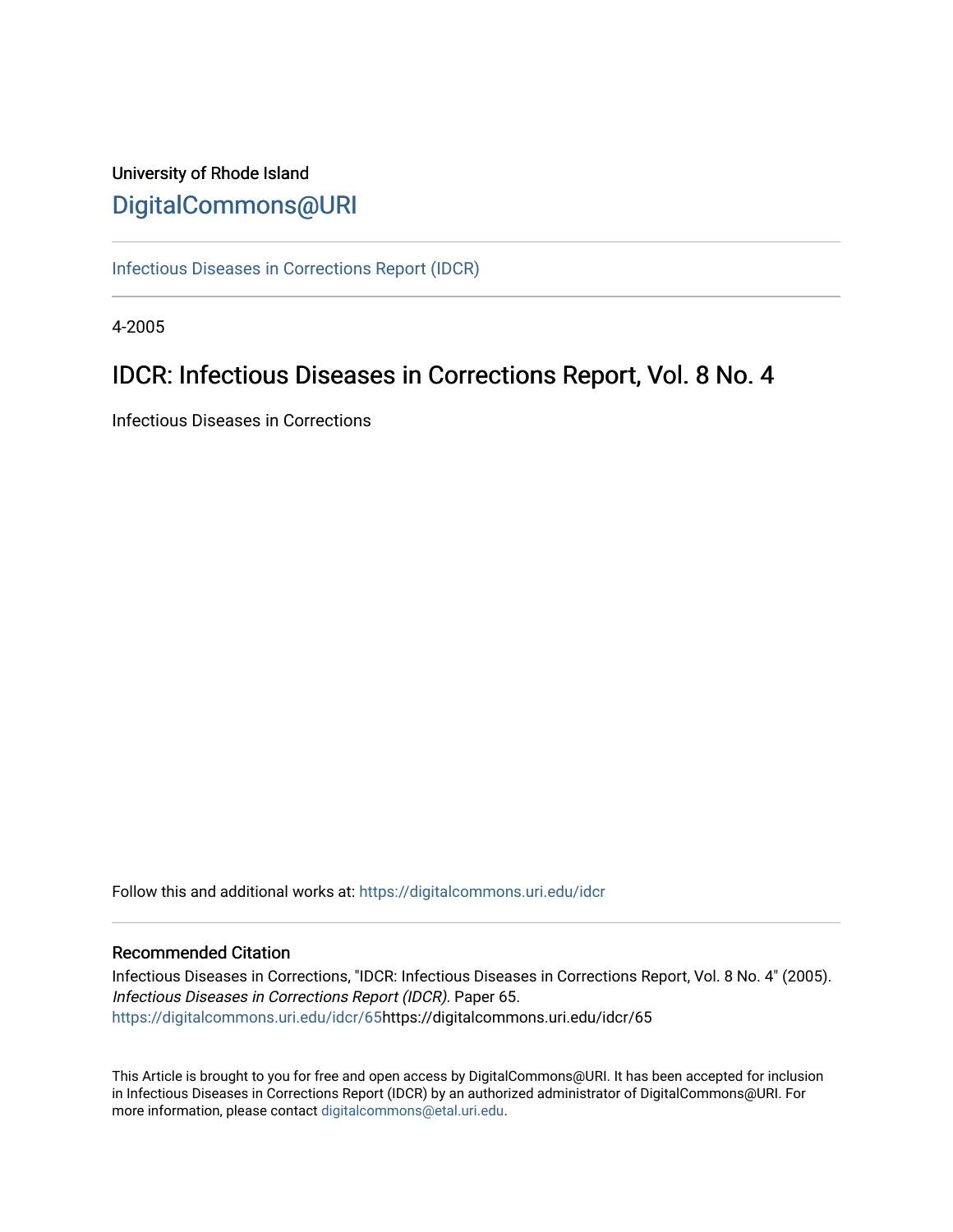University of Rhode Island

# DigitalCommons@URI

Infectious Diseases in Corrections Report (IDCR)

4-2005

## IDCR: Infectious Diseases in Corrections Report, Vol. 8 No. 4

Infectious Diseases in Corrections

Follow this and additional works at: https://digitalcommons.uri.edu/idcr

### Recommended Citation

Infectious Diseases in Corrections, "IDCR: Infectious Diseases in Corrections Report, Vol. 8 No. 4" (2005). *Infectious Diseases in Corrections Report (IDCR)*. Paper 65.
https://digitalcommons.uri.edu/idcr/65https://digitalcommons.uri.edu/idcr/65

This Article is brought to you for free and open access by DigitalCommons@URI. It has been accepted for inclusion in Infectious Diseases in Corrections Report (IDCR) by an authorized administrator of DigitalCommons@URI. For more information, please contact digitalcommons@etal.uri.edu.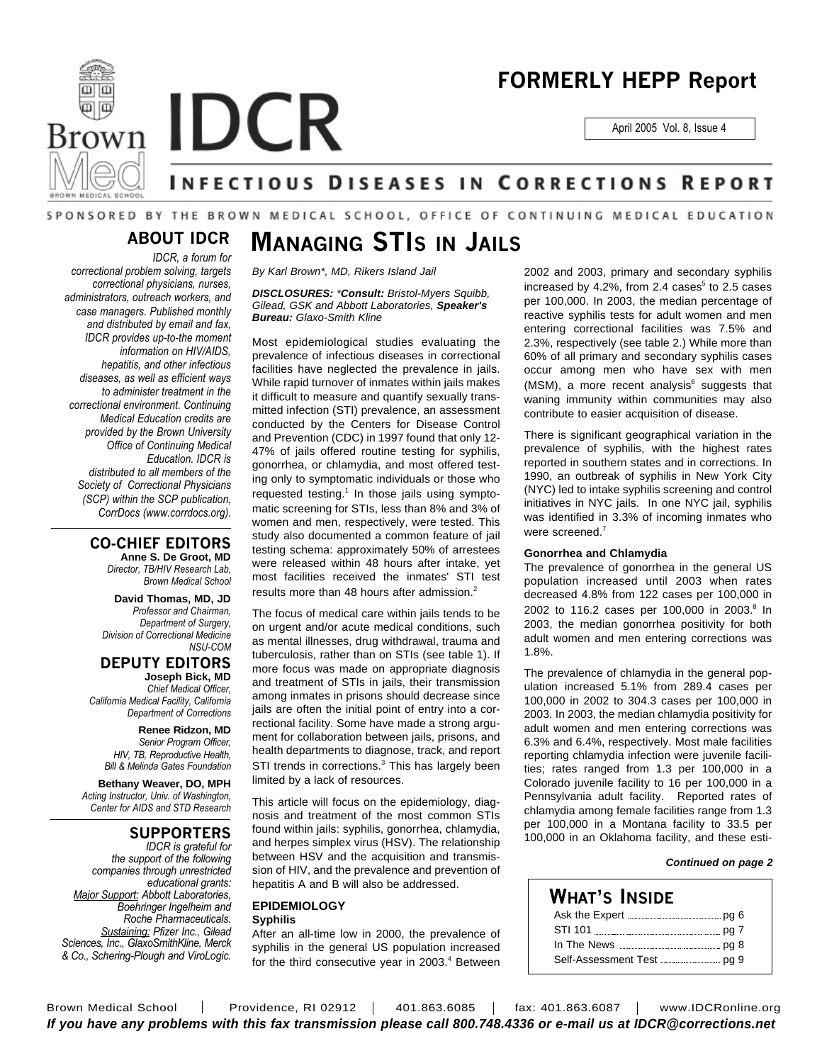# IDCR

## FORMERLY HEPP Report

April 2005 Vol. 8, Issue 4

## INFECTIOUS DISEASES IN CORRECTIONS REPORT

SPONSORED BY THE BROWN MEDICAL SCHOOL, OFFICE OF CONTINUING MEDICAL EDUCATION

### ABOUT IDCR

*IDCR, a forum for correctional problem solving, targets correctional physicians, nurses, administrators, outreach workers, and case managers. Published monthly and distributed by email and fax, IDCR provides up-to-the moment information on HIV/AIDS, hepatitis, and other infectious diseases, as well as efficient ways to administer treatment in the correctional environment. Continuing Medical Education credits are provided by the Brown University Office of Continuing Medical Education. IDCR is distributed to all members of the Society of Correctional Physicians (SCP) within the SCP publication, CorrDocs (www.corrdocs.org).*

### CO-CHIEF EDITORS

**Anne S. De Groot, MD**
*Director, TB/HIV Research Lab, Brown Medical School*

**David Thomas, MD, JD**
*Professor and Chairman, Department of Surgery, Division of Correctional Medicine NSU-COM*

### DEPUTY EDITORS

**Joseph Bick, MD**
*Chief Medical Officer, California Medical Facility, California Department of Corrections*

**Renee Ridzon, MD**
*Senior Program Officer, HIV, TB, Reproductive Health, Bill & Melinda Gates Foundation*

**Bethany Weaver, DO, MPH**
*Acting Instructor, Univ. of Washington, Center for AIDS and STD Research*

### SUPPORTERS

*IDCR is grateful for the support of the following companies through unrestricted educational grants: Major Support: Abbott Laboratories, Boehringer Ingelheim and Roche Pharmaceuticals. Sustaining: Pfizer Inc., Gilead Sciences, Inc., GlaxoSmithKline, Merck & Co., Schering-Plough and ViroLogic.*

# MANAGING STIS IN JAILS

*By Karl Brown\*, MD, Rikers Island Jail*

***DISCLOSURES: \*Consult:** Bristol-Myers Squibb, Gilead, GSK and Abbott Laboratories, **Speaker's Bureau:** Glaxo-Smith Kline*

Most epidemiological studies evaluating the prevalence of infectious diseases in correctional facilities have neglected the prevalence in jails. While rapid turnover of inmates within jails makes it difficult to measure and quantify sexually transmitted infection (STI) prevalence, an assessment conducted by the Centers for Disease Control and Prevention (CDC) in 1997 found that only 12-47% of jails offered routine testing for syphilis, gonorrhea, or chlamydia, and most offered testing only to symptomatic individuals or those who requested testing.[1] In those jails using symptomatic screening for STIs, less than 8% and 3% of women and men, respectively, were tested. This study also documented a common feature of jail testing schema: approximately 50% of arrestees were released within 48 hours after intake, yet most facilities received the inmates' STI test results more than 48 hours after admission.[2]

The focus of medical care within jails tends to be on urgent and/or acute medical conditions, such as mental illnesses, drug withdrawal, trauma and tuberculosis, rather than on STIs (see table 1). If more focus was made on appropriate diagnosis and treatment of STIs in jails, their transmission among inmates in prisons should decrease since jails are often the initial point of entry into a correctional facility. Some have made a strong argument for collaboration between jails, prisons, and health departments to diagnose, track, and report STI trends in corrections.[3] This has largely been limited by a lack of resources.

This article will focus on the epidemiology, diagnosis and treatment of the most common STIs found within jails: syphilis, gonorrhea, chlamydia, and herpes simplex virus (HSV). The relationship between HSV and the acquisition and transmission of HIV, and the prevalence and prevention of hepatitis A and B will also be addressed.

### EPIDEMIOLOGY

#### Syphilis

After an all-time low in 2000, the prevalence of syphilis in the general US population increased for the third consecutive year in 2003.[4] Between 2002 and 2003, primary and secondary syphilis increased by 4.2%, from 2.4 cases[5] to 2.5 cases per 100,000. In 2003, the median percentage of reactive syphilis tests for adult women and men entering correctional facilities was 7.5% and 2.3%, respectively (see table 2.) While more than 60% of all primary and secondary syphilis cases occur among men who have sex with men (MSM), a more recent analysis[6] suggests that waning immunity within communities may also contribute to easier acquisition of disease.

There is significant geographical variation in the prevalence of syphilis, with the highest rates reported in southern states and in corrections. In 1990, an outbreak of syphilis in New York City (NYC) led to intake syphilis screening and control initiatives in NYC jails. In one NYC jail, syphilis was identified in 3.3% of incoming inmates who were screened.[7]

#### Gonorrhea and Chlamydia

The prevalence of gonorrhea in the general US population increased until 2003 when rates decreased 4.8% from 122 cases per 100,000 in 2002 to 116.2 cases per 100,000 in 2003.[8] In 2003, the median gonorrhea positivity for both adult women and men entering corrections was 1.8%.

The prevalence of chlamydia in the general population increased 5.1% from 289.4 cases per 100,000 in 2002 to 304.3 cases per 100,000 in 2003. In 2003, the median chlamydia positivity for adult women and men entering corrections was 6.3% and 6.4%, respectively. Most male facilities reporting chlamydia infection were juvenile facilities; rates ranged from 1.3 per 100,000 in a Colorado juvenile facility to 16 per 100,000 in a Pennsylvania adult facility. Reported rates of chlamydia among female facilities range from 1.3 per 100,000 in a Montana facility to 33.5 per 100,000 in an Oklahoma facility, and these esti-

***Continued on page 2***

### WHAT'S INSIDE

| | |
|---|---|
| Ask the Expert | pg 6 |
| STI 101 | pg 7 |
| In The News | pg 8 |
| Self-Assessment Test | pg 9 |

Brown Medical School | Providence, RI 02912 | 401.863.6085 | fax: 401.863.6087 | www.IDCRonline.org

***If you have any problems with this fax transmission please call 800.748.4336 or e-mail us at IDCR@corrections.net***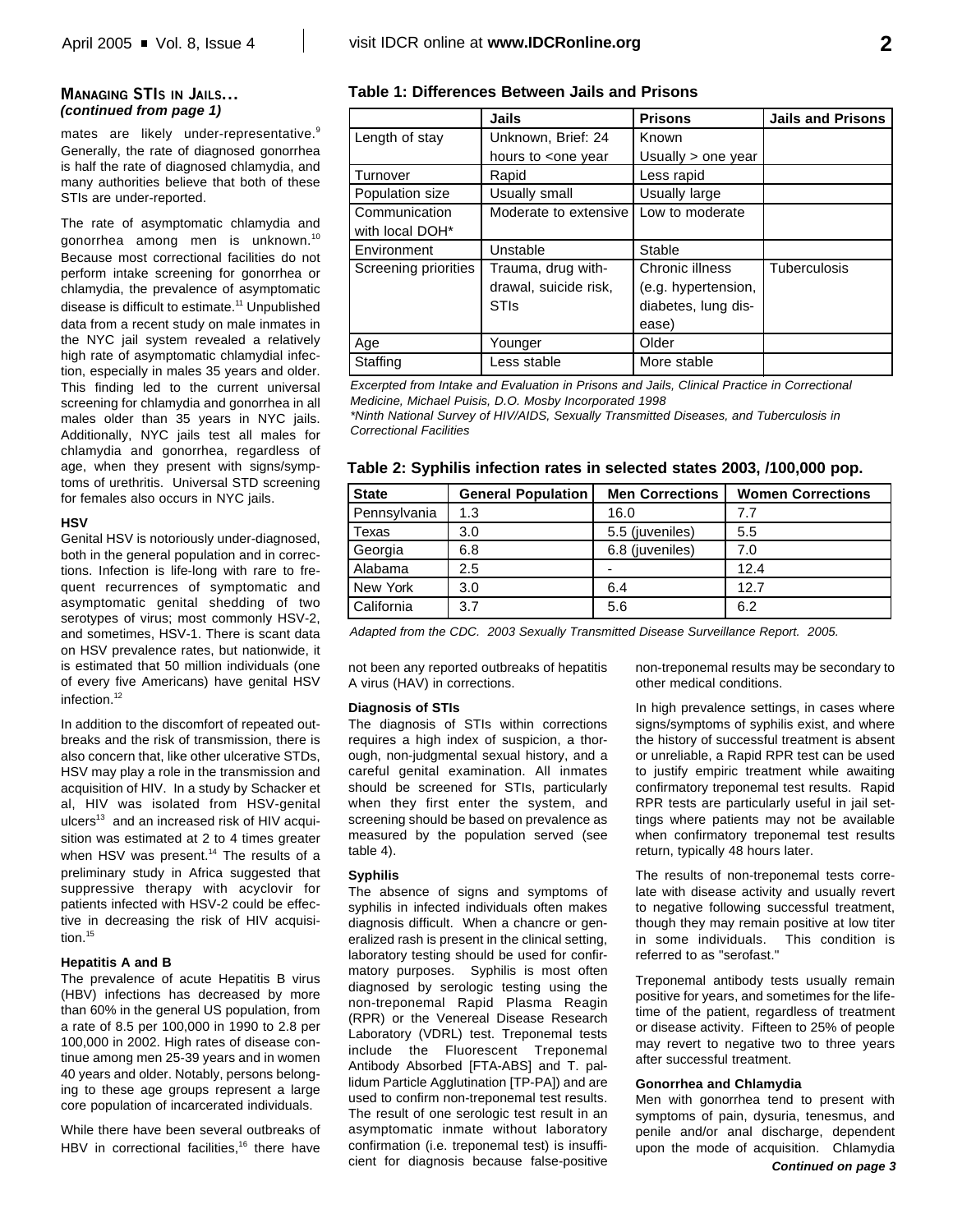**MANAGING STIS IN JAILS...**
***(continued from page 1)***

mates are likely under-representative.[9] Generally, the rate of diagnosed gonorrhea is half the rate of diagnosed chlamydia, and many authorities believe that both of these STIs are under-reported.

The rate of asymptomatic chlamydia and gonorrhea among men is unknown.[10] Because most correctional facilities do not perform intake screening for gonorrhea or chlamydia, the prevalence of asymptomatic disease is difficult to estimate.[11] Unpublished data from a recent study on male inmates in the NYC jail system revealed a relatively high rate of asymptomatic chlamydial infection, especially in males 35 years and older. This finding led to the current universal screening for chlamydia and gonorrhea in all males older than 35 years in NYC jails. Additionally, NYC jails test all males for chlamydia and gonorrhea, regardless of age, when they present with signs/symptoms of urethritis. Universal STD screening for females also occurs in NYC jails.

**HSV**

Genital HSV is notoriously under-diagnosed, both in the general population and in corrections. Infection is life-long with rare to frequent recurrences of symptomatic and asymptomatic genital shedding of two serotypes of virus; most commonly HSV-2, and sometimes, HSV-1. There is scant data on HSV prevalence rates, but nationwide, it is estimated that 50 million individuals (one of every five Americans) have genital HSV infection.[12]

In addition to the discomfort of repeated outbreaks and the risk of transmission, there is also concern that, like other ulcerative STDs, HSV may play a role in the transmission and acquisition of HIV. In a study by Schacker et al, HIV was isolated from HSV-genital ulcers[13] and an increased risk of HIV acquisition was estimated at 2 to 4 times greater when HSV was present.[14] The results of a preliminary study in Africa suggested that suppressive therapy with acyclovir for patients infected with HSV-2 could be effective in decreasing the risk of HIV acquisition.[15]

**Hepatitis A and B**

The prevalence of acute Hepatitis B virus (HBV) infections has decreased by more than 60% in the general US population, from a rate of 8.5 per 100,000 in 1990 to 2.8 per 100,000 in 2002. High rates of disease continue among men 25-39 years and in women 40 years and older. Notably, persons belonging to these age groups represent a large core population of incarcerated individuals.

While there have been several outbreaks of HBV in correctional facilities,[16] there have not been any reported outbreaks of hepatitis A virus (HAV) in corrections.

**Table 1: Differences Between Jails and Prisons**

| | Jails | Prisons | Jails and Prisons |
|---|---|---|---|
| Length of stay | Unknown, Brief: 24 hours to <one year | Known Usually > one year | |
| Turnover | Rapid | Less rapid | |
| Population size | Usually small | Usually large | |
| Communication with local DOH* | Moderate to extensive | Low to moderate | |
| Environment | Unstable | Stable | |
| Screening priorities | Trauma, drug withdrawal, suicide risk, STIs | Chronic illness (e.g. hypertension, diabetes, lung disease) | Tuberculosis |
| Age | Younger | Older | |
| Staffing | Less stable | More stable | |

*Excerpted from Intake and Evaluation in Prisons and Jails, Clinical Practice in Correctional Medicine, Michael Puisis, D.O. Mosby Incorporated 1998*
*\*Ninth National Survey of HIV/AIDS, Sexually Transmitted Diseases, and Tuberculosis in Correctional Facilities*

**Table 2: Syphilis infection rates in selected states 2003, /100,000 pop.**

| State | General Population | Men Corrections | Women Corrections |
|---|---|---|---|
| Pennsylvania | 1.3 | 16.0 | 7.7 |
| Texas | 3.0 | 5.5 (juveniles) | 5.5 |
| Georgia | 6.8 | 6.8 (juveniles) | 7.0 |
| Alabama | 2.5 | - | 12.4 |
| New York | 3.0 | 6.4 | 12.7 |
| California | 3.7 | 5.6 | 6.2 |

*Adapted from the CDC. 2003 Sexually Transmitted Disease Surveillance Report. 2005.*

**Diagnosis of STIs**

The diagnosis of STIs within corrections requires a high index of suspicion, a thorough, non-judgmental sexual history, and a careful genital examination. All inmates should be screened for STIs, particularly when they first enter the system, and screening should be based on prevalence as measured by the population served (see table 4).

**Syphilis**

The absence of signs and symptoms of syphilis in infected individuals often makes diagnosis difficult. When a chancre or generalized rash is present in the clinical setting, laboratory testing should be used for confirmatory purposes. Syphilis is most often diagnosed by serologic testing using the non-treponemal Rapid Plasma Reagin (RPR) or the Venereal Disease Research Laboratory (VDRL) test. Treponemal tests include the Fluorescent Treponemal Antibody Absorbed [FTA-ABS] and T. pallidum Particle Agglutination [TP-PA]) and are used to confirm non-treponemal test results. The result of one serologic test result in an asymptomatic inmate without laboratory confirmation (i.e. treponemal test) is insufficient for diagnosis because false-positive non-treponemal results may be secondary to other medical conditions.

In high prevalence settings, in cases where signs/symptoms of syphilis exist, and where the history of successful treatment is absent or unreliable, a Rapid RPR test can be used to justify empiric treatment while awaiting confirmatory treponemal test results. Rapid RPR tests are particularly useful in jail settings where patients may not be available when confirmatory treponemal test results return, typically 48 hours later.

The results of non-treponemal tests correlate with disease activity and usually revert to negative following successful treatment, though they may remain positive at low titer in some individuals. This condition is referred to as "serofast."

Treponemal antibody tests usually remain positive for years, and sometimes for the lifetime of the patient, regardless of treatment or disease activity. Fifteen to 25% of people may revert to negative two to three years after successful treatment.

**Gonorrhea and Chlamydia**

Men with gonorrhea tend to present with symptoms of pain, dysuria, tenesmus, and penile and/or anal discharge, dependent upon the mode of acquisition. Chlamydia

***Continued on page 3***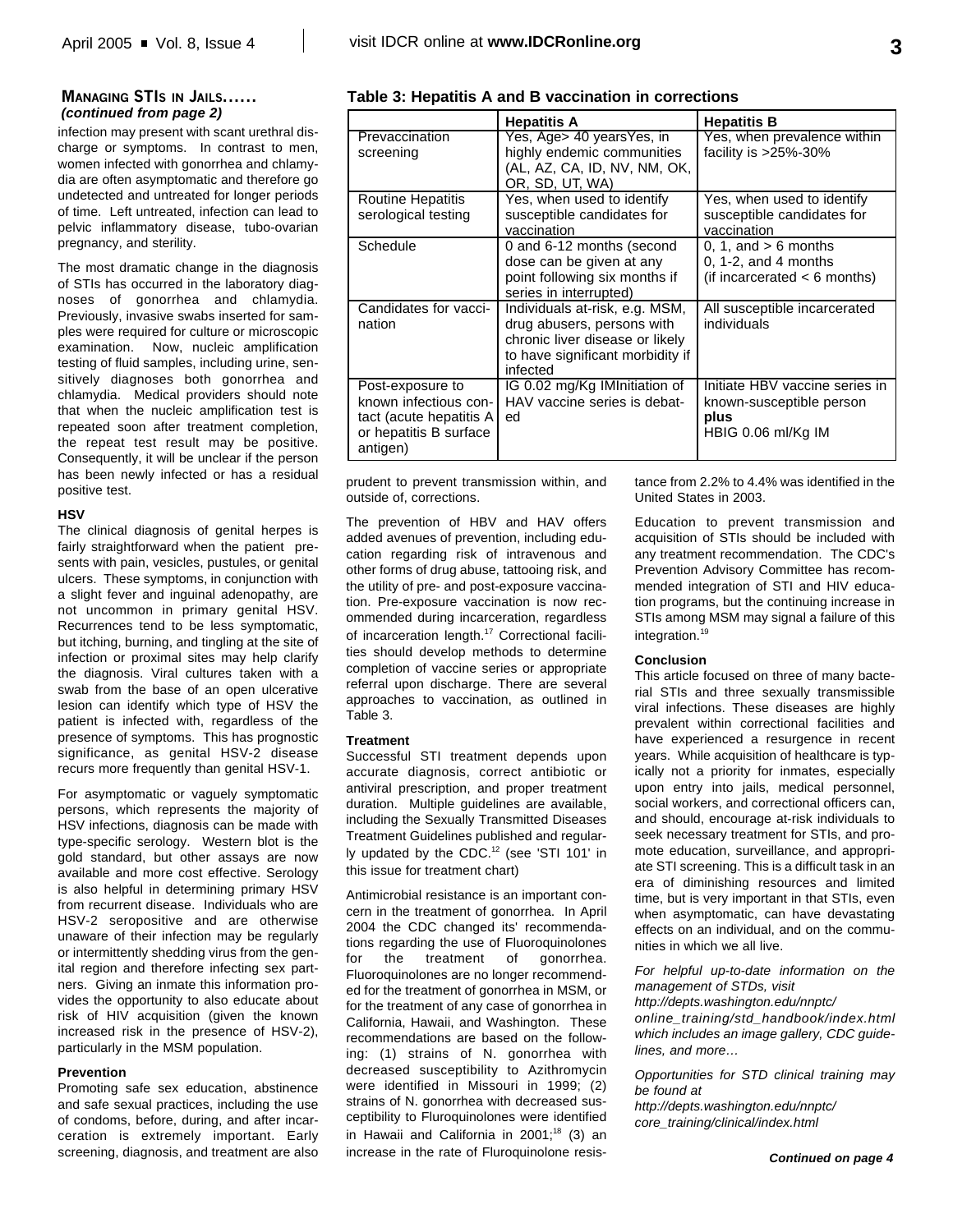**MANAGING STIS IN JAILS……** *(continued from page 2)*

infection may present with scant urethral discharge or symptoms. In contrast to men, women infected with gonorrhea and chlamydia are often asymptomatic and therefore go undetected and untreated for longer periods of time. Left untreated, infection can lead to pelvic inflammatory disease, tubo-ovarian pregnancy, and sterility.

The most dramatic change in the diagnosis of STIs has occurred in the laboratory diagnoses of gonorrhea and chlamydia. Previously, invasive swabs inserted for samples were required for culture or microscopic examination. Now, nucleic amplification testing of fluid samples, including urine, sensitively diagnoses both gonorrhea and chlamydia. Medical providers should note that when the nucleic amplification test is repeated soon after treatment completion, the repeat test result may be positive. Consequently, it will be unclear if the person has been newly infected or has a residual positive test.

#### HSV

The clinical diagnosis of genital herpes is fairly straightforward when the patient presents with pain, vesicles, pustules, or genital ulcers. These symptoms, in conjunction with a slight fever and inguinal adenopathy, are not uncommon in primary genital HSV. Recurrences tend to be less symptomatic, but itching, burning, and tingling at the site of infection or proximal sites may help clarify the diagnosis. Viral cultures taken with a swab from the base of an open ulcerative lesion can identify which type of HSV the patient is infected with, regardless of the presence of symptoms. This has prognostic significance, as genital HSV-2 disease recurs more frequently than genital HSV-1.

For asymptomatic or vaguely symptomatic persons, which represents the majority of HSV infections, diagnosis can be made with type-specific serology. Western blot is the gold standard, but other assays are now available and more cost effective. Serology is also helpful in determining primary HSV from recurrent disease. Individuals who are HSV-2 seropositive and are otherwise unaware of their infection may be regularly or intermittently shedding virus from the genital region and therefore infecting sex partners. Giving an inmate this information provides the opportunity to also educate about risk of HIV acquisition (given the known increased risk in the presence of HSV-2), particularly in the MSM population.

#### Prevention

Promoting safe sex education, abstinence and safe sexual practices, including the use of condoms, before, during, and after incarceration is extremely important. Early screening, diagnosis, and treatment are also prudent to prevent transmission within, and outside of, corrections.

**Table 3: Hepatitis A and B vaccination in corrections**

| | Hepatitis A | Hepatitis B |
|---|---|---|
| Prevaccination screening | Yes, Age> 40 yearsYes, in highly endemic communities (AL, AZ, CA, ID, NV, NM, OK, OR, SD, UT, WA) | Yes, when prevalence within facility is >25%-30% |
| Routine Hepatitis serological testing | Yes, when used to identify susceptible candidates for vaccination | Yes, when used to identify susceptible candidates for vaccination |
| Schedule | 0 and 6-12 months (second dose can be given at any point following six months if series in interrupted) | 0, 1, and > 6 months<br>0, 1-2, and 4 months<br>(if incarcerated < 6 months) |
| Candidates for vaccination | Individuals at-risk, e.g. MSM, drug abusers, persons with chronic liver disease or likely to have significant morbidity if infected | All susceptible incarcerated individuals |
| Post-exposure to known infectious contact (acute hepatitis A or hepatitis B surface antigen) | IG 0.02 mg/Kg IMInitiation of HAV vaccine series is debated | Initiate HBV vaccine series in known-susceptible person **plus** HBIG 0.06 ml/Kg IM |

The prevention of HBV and HAV offers added avenues of prevention, including education regarding risk of intravenous and other forms of drug abuse, tattooing risk, and the utility of pre- and post-exposure vaccination. Pre-exposure vaccination is now recommended during incarceration, regardless of incarceration length.[17] Correctional facilities should develop methods to determine completion of vaccine series or appropriate referral upon discharge. There are several approaches to vaccination, as outlined in Table 3.

#### Treatment

Successful STI treatment depends upon accurate diagnosis, correct antibiotic or antiviral prescription, and proper treatment duration. Multiple guidelines are available, including the Sexually Transmitted Diseases Treatment Guidelines published and regularly updated by the CDC.[12] (see 'STI 101' in this issue for treatment chart)

Antimicrobial resistance is an important concern in the treatment of gonorrhea. In April 2004 the CDC changed its' recommendations regarding the use of Fluoroquinolones for the treatment of gonorrhea. Fluoroquinolones are no longer recommended for the treatment of gonorrhea in MSM, or for the treatment of any case of gonorrhea in California, Hawaii, and Washington. These recommendations are based on the following: (1) strains of N. gonorrhea with decreased susceptibility to Azithromycin were identified in Missouri in 1999; (2) strains of N. gonorrhea with decreased susceptibility to Fluroquinolones were identified in Hawaii and California in 2001;[18] (3) an increase in the rate of Fluroquinolone resistance from 2.2% to 4.4% was identified in the United States in 2003.

Education to prevent transmission and acquisition of STIs should be included with any treatment recommendation. The CDC's Prevention Advisory Committee has recommended integration of STI and HIV education programs, but the continuing increase in STIs among MSM may signal a failure of this integration.[19]

#### Conclusion

This article focused on three of many bacterial STIs and three sexually transmissible viral infections. These diseases are highly prevalent within correctional facilities and have experienced a resurgence in recent years. While acquisition of healthcare is typically not a priority for inmates, especially upon entry into jails, medical personnel, social workers, and correctional officers can, and should, encourage at-risk individuals to seek necessary treatment for STIs, and promote education, surveillance, and appropriate STI screening. This is a difficult task in an era of diminishing resources and limited time, but is very important in that STIs, even when asymptomatic, can have devastating effects on an individual, and on the communities in which we all live.

*For helpful up-to-date information on the management of STDs, visit http://depts.washington.edu/nnptc/online_training/std_handbook/index.html which includes an image gallery, CDC guidelines, and more…*

*Opportunities for STD clinical training may be found at http://depts.washington.edu/nnptc/core_training/clinical/index.html*

***Continued on page 4***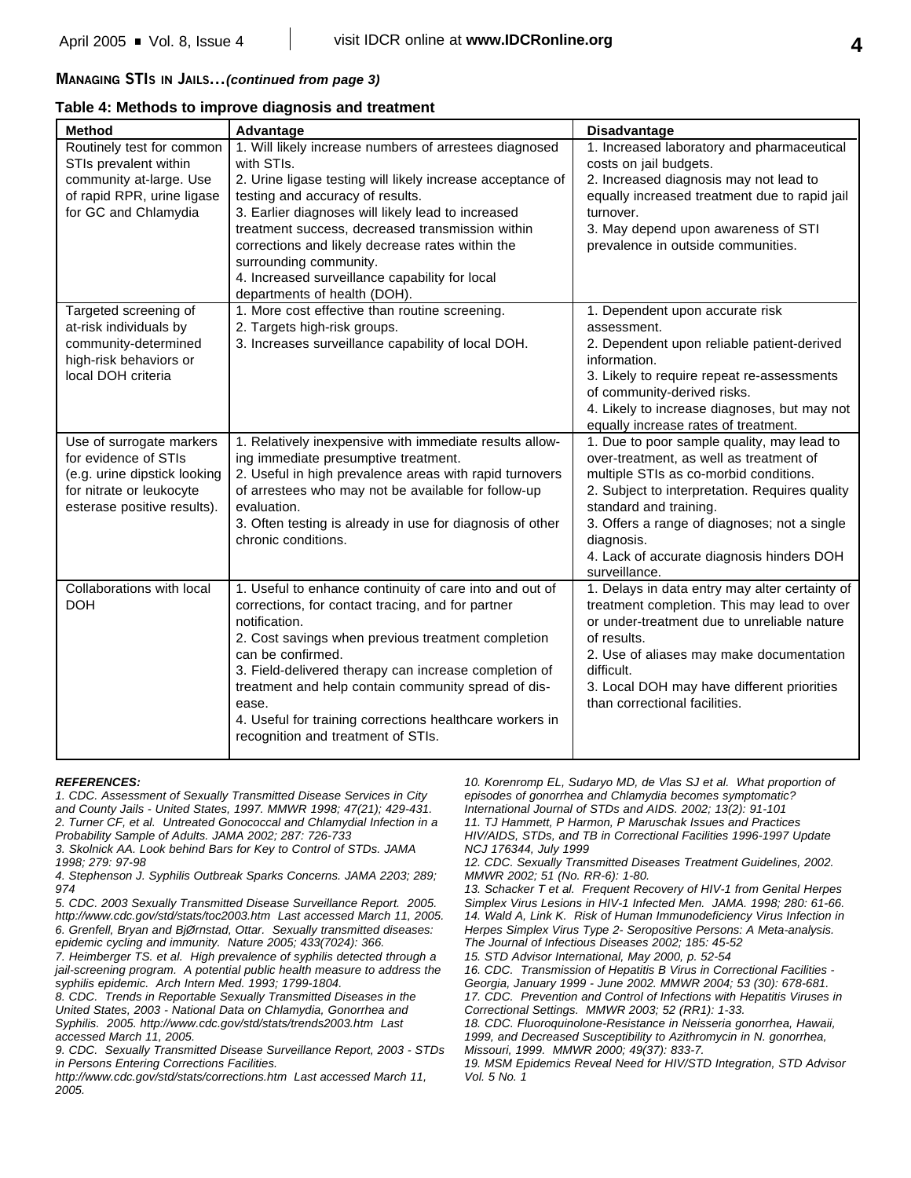**MANAGING STIs IN JAILS…*(continued from page 3)***

**Table 4: Methods to improve diagnosis and treatment**

| Method | Advantage | Disadvantage |
|---|---|---|
| Routinely test for common STIs prevalent within community at-large. Use of rapid RPR, urine ligase for GC and Chlamydia | 1. Will likely increase numbers of arrestees diagnosed with STIs. 2. Urine ligase testing will likely increase acceptance of testing and accuracy of results. 3. Earlier diagnoses will likely lead to increased treatment success, decreased transmission within corrections and likely decrease rates within the surrounding community. 4. Increased surveillance capability for local departments of health (DOH). | 1. Increased laboratory and pharmaceutical costs on jail budgets. 2. Increased diagnosis may not lead to equally increased treatment due to rapid jail turnover. 3. May depend upon awareness of STI prevalence in outside communities. |
| Targeted screening of at-risk individuals by community-determined high-risk behaviors or local DOH criteria | 1. More cost effective than routine screening. 2. Targets high-risk groups. 3. Increases surveillance capability of local DOH. | 1. Dependent upon accurate risk assessment. 2. Dependent upon reliable patient-derived information. 3. Likely to require repeat re-assessments of community-derived risks. 4. Likely to increase diagnoses, but may not equally increase rates of treatment. |
| Use of surrogate markers for evidence of STIs (e.g. urine dipstick looking for nitrate or leukocyte esterase positive results). | 1. Relatively inexpensive with immediate results allowing immediate presumptive treatment. 2. Useful in high prevalence areas with rapid turnovers of arrestees who may not be available for follow-up evaluation. 3. Often testing is already in use for diagnosis of other chronic conditions. | 1. Due to poor sample quality, may lead to over-treatment, as well as treatment of multiple STIs as co-morbid conditions. 2. Subject to interpretation. Requires quality standard and training. 3. Offers a range of diagnoses; not a single diagnosis. 4. Lack of accurate diagnosis hinders DOH surveillance. |
| Collaborations with local DOH | 1. Useful to enhance continuity of care into and out of corrections, for contact tracing, and for partner notification. 2. Cost savings when previous treatment completion can be confirmed. 3. Field-delivered therapy can increase completion of treatment and help contain community spread of disease. 4. Useful for training corrections healthcare workers in recognition and treatment of STIs. | 1. Delays in data entry may alter certainty of treatment completion. This may lead to over or under-treatment due to unreliable nature of results. 2. Use of aliases may make documentation difficult. 3. Local DOH may have different priorities than correctional facilities. |

***REFERENCES:***

*1. CDC. Assessment of Sexually Transmitted Disease Services in City and County Jails - United States, 1997. MMWR 1998; 47(21); 429-431.*

*2. Turner CF, et al. Untreated Gonococcal and Chlamydial Infection in a Probability Sample of Adults. JAMA 2002; 287: 726-733*

*3. Skolnick AA. Look behind Bars for Key to Control of STDs. JAMA 1998; 279: 97-98*

*4. Stephenson J. Syphilis Outbreak Sparks Concerns. JAMA 2203; 289; 974*

*5. CDC. 2003 Sexually Transmitted Disease Surveillance Report. 2005. http://www.cdc.gov/std/stats/toc2003.htm Last accessed March 11, 2005.*

*6. Grenfell, Bryan and BjØrnstad, Ottar. Sexually transmitted diseases: epidemic cycling and immunity. Nature 2005; 433(7024): 366.*

*7. Heimberger TS. et al. High prevalence of syphilis detected through a jail-screening program. A potential public health measure to address the syphilis epidemic. Arch Intern Med. 1993; 1799-1804.*

*8. CDC. Trends in Reportable Sexually Transmitted Diseases in the United States, 2003 - National Data on Chlamydia, Gonorrhea and Syphilis. 2005. http://www.cdc.gov/std/stats/trends2003.htm Last accessed March 11, 2005.*

*9. CDC. Sexually Transmitted Disease Surveillance Report, 2003 - STDs in Persons Entering Corrections Facilities. http://www.cdc.gov/std/stats/corrections.htm Last accessed March 11, 2005.*

*10. Korenromp EL, Sudaryo MD, de Vlas SJ et al. What proportion of episodes of gonorrhea and Chlamydia becomes symptomatic? International Journal of STDs and AIDS. 2002; 13(2): 91-101*

*11. TJ Hammett, P Harmon, P Maruschak Issues and Practices HIV/AIDS, STDs, and TB in Correctional Facilities 1996-1997 Update NCJ 176344, July 1999*

*12. CDC. Sexually Transmitted Diseases Treatment Guidelines, 2002. MMWR 2002; 51 (No. RR-6): 1-80.*

*13. Schacker T et al. Frequent Recovery of HIV-1 from Genital Herpes Simplex Virus Lesions in HIV-1 Infected Men. JAMA. 1998; 280: 61-66.*

*14. Wald A, Link K. Risk of Human Immunodeficiency Virus Infection in Herpes Simplex Virus Type 2- Seropositive Persons: A Meta-analysis. The Journal of Infectious Diseases 2002; 185: 45-52*

*15. STD Advisor International, May 2000, p. 52-54*

*16. CDC. Transmission of Hepatitis B Virus in Correctional Facilities - Georgia, January 1999 - June 2002. MMWR 2004; 53 (30): 678-681.*

*17. CDC. Prevention and Control of Infections with Hepatitis Viruses in Correctional Settings. MMWR 2003; 52 (RR1): 1-33.*

*18. CDC. Fluoroquinolone-Resistance in Neisseria gonorrhea, Hawaii, 1999, and Decreased Susceptibility to Azithromycin in N. gonorrhea, Missouri, 1999. MMWR 2000; 49(37): 833-7.*

*19. MSM Epidemics Reveal Need for HIV/STD Integration, STD Advisor Vol. 5 No. 1*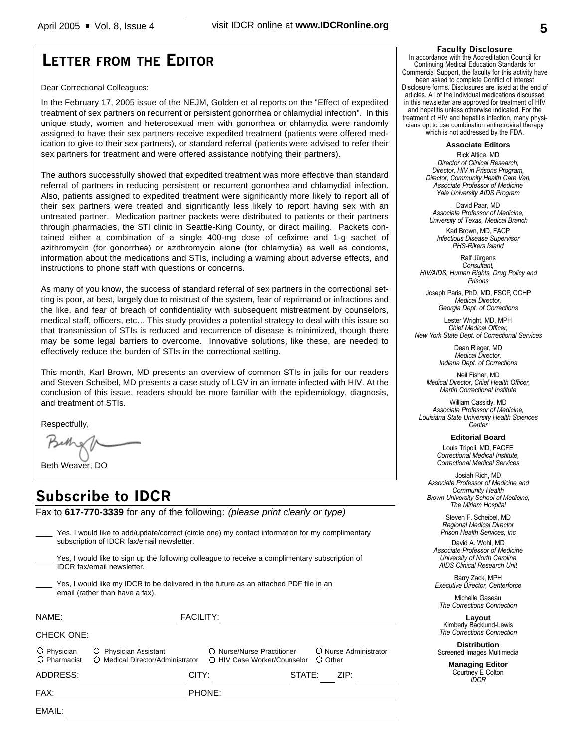## LETTER FROM THE EDITOR

Dear Correctional Colleagues:

In the February 17, 2005 issue of the NEJM, Golden et al reports on the "Effect of expedited treatment of sex partners on recurrent or persistent gonorrhea or chlamydial infection". In this unique study, women and heterosexual men with gonorrhea or chlamydia were randomly assigned to have their sex partners receive expedited treatment (patients were offered medication to give to their sex partners), or standard referral (patients were advised to refer their sex partners for treatment and were offered assistance notifying their partners).

The authors successfully showed that expedited treatment was more effective than standard referral of partners in reducing persistent or recurrent gonorrhea and chlamydial infection. Also, patients assigned to expedited treatment were significantly more likely to report all of their sex partners were treated and significantly less likely to report having sex with an untreated partner. Medication partner packets were distributed to patients or their partners through pharmacies, the STI clinic in Seattle-King County, or direct mailing. Packets contained either a combination of a single 400-mg dose of cefixime and 1-g sachet of azithromycin (for gonorrhea) or azithromycin alone (for chlamydia) as well as condoms, information about the medications and STIs, including a warning about adverse effects, and instructions to phone staff with questions or concerns.

As many of you know, the success of standard referral of sex partners in the correctional setting is poor, at best, largely due to mistrust of the system, fear of reprimand or infractions and the like, and fear of breach of confidentiality with subsequent mistreatment by counselors, medical staff, officers, etc… This study provides a potential strategy to deal with this issue so that transmission of STIs is reduced and recurrence of disease is minimized, though there may be some legal barriers to overcome. Innovative solutions, like these, are needed to effectively reduce the burden of STIs in the correctional setting.

This month, Karl Brown, MD presents an overview of common STIs in jails for our readers and Steven Scheibel, MD presents a case study of LGV in an inmate infected with HIV. At the conclusion of this issue, readers should be more familiar with the epidemiology, diagnosis, and treatment of STIs.

Respectfully,

Beth Weaver, DO

## Subscribe to IDCR

Fax to **617-770-3339** for any of the following: *(please print clearly or type)*

____ Yes, I would like to add/update/correct (circle one) my contact information for my complimentary subscription of IDCR fax/email newsletter.

____ Yes, I would like to sign up the following colleague to receive a complimentary subscription of IDCR fax/email newsletter.

____ Yes, I would like my IDCR to be delivered in the future as an attached PDF file in an email (rather than have a fax).

NAME: ______________________ FACILITY: ______________________

CHECK ONE:

○ Physician ○ Physician Assistant ○ Nurse/Nurse Practitioner ○ Nurse Administrator
○ Pharmacist ○ Medical Director/Administrator ○ HIV Case Worker/Counselor ○ Other

ADDRESS: ______________________ CITY: ______________ STATE: ___ ZIP: ________

FAX: ______________________ PHONE: ______________________

EMAIL: ______________________________________________

### Faculty Disclosure

In accordance with the Accreditation Council for Continuing Medical Education Standards for Commercial Support, the faculty for this activity have been asked to complete Conflict of Interest Disclosure forms. Disclosures are listed at the end of articles. All of the individual medications discussed in this newsletter are approved for treatment of HIV and hepatitis unless otherwise indicated. For the treatment of HIV and hepatitis infection, many physicians opt to use combination antiretroviral therapy which is not addressed by the FDA.

**Associate Editors**

Rick Altice, MD
*Director of Clinical Research, Director, HIV in Prisons Program, Director, Community Health Care Van, Associate Professor of Medicine Yale University AIDS Program*

David Paar, MD
*Associate Professor of Medicine, University of Texas, Medical Branch*

Karl Brown, MD, FACP
*Infectious Disease Supervisor PHS-Rikers Island*

Ralf Jürgens
*Consultant, HIV/AIDS, Human Rights, Drug Policy and Prisons*

Joseph Paris, PhD, MD, FSCP, CCHP
*Medical Director, Georgia Dept. of Corrections*

Lester Wright, MD, MPH
*Chief Medical Officer, New York State Dept. of Correctional Services*

Dean Rieger, MD
*Medical Director, Indiana Dept. of Corrections*

Neil Fisher, MD
*Medical Director, Chief Health Officer, Martin Correctional Institute*

William Cassidy, MD
*Associate Professor of Medicine, Louisiana State University Health Sciences Center*

**Editorial Board**

Louis Tripoli, MD, FACFE
*Correctional Medical Institute, Correctional Medical Services*

Josiah Rich, MD
*Associate Professor of Medicine and Community Health Brown University School of Medicine, The Miriam Hospital*

Steven F. Scheibel, MD
*Regional Medical Director Prison Health Services, Inc*

David A. Wohl, MD
*Associate Professor of Medicine University of North Carolina AIDS Clinical Research Unit*

Barry Zack, MPH
*Executive Director, Centerforce*

Michelle Gaseau
*The Corrections Connection*

**Layout**

Kimberly Backlund-Lewis
*The Corrections Connection*

**Distribution**

Screened Images Multimedia

**Managing Editor**

Courtney E Colton
*IDCR*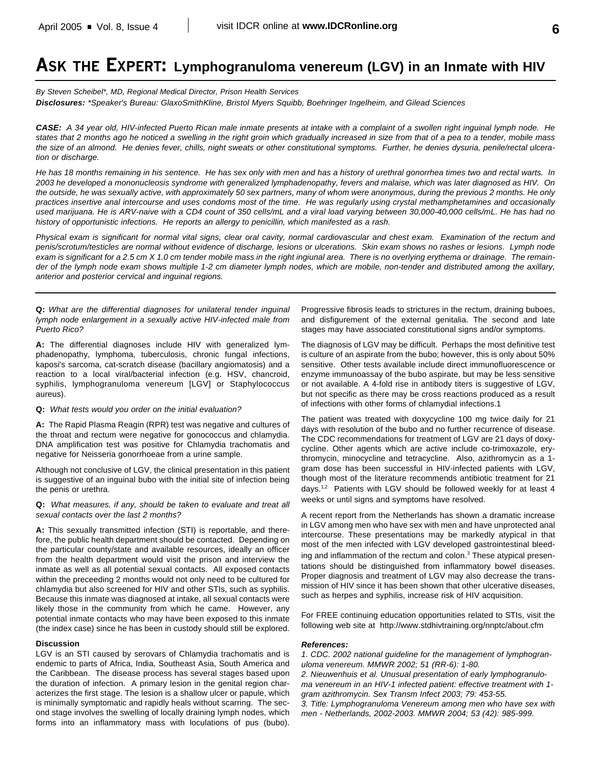# ASK THE EXPERT: Lymphogranuloma venereum (LGV) in an Inmate with HIV

*By Steven Scheibel\*, MD, Regional Medical Director, Prison Health Services*

***Disclosures:*** *\*Speaker's Bureau: GlaxoSmithKline, Bristol Myers Squibb, Boehringer Ingelheim, and Gilead Sciences*

***CASE:*** *A 34 year old, HIV-infected Puerto Rican male inmate presents at intake with a complaint of a swollen right inguinal lymph node. He states that 2 months ago he noticed a swelling in the right groin which gradually increased in size from that of a pea to a tender, mobile mass the size of an almond. He denies fever, chills, night sweats or other constitutional symptoms. Further, he denies dysuria, penile/rectal ulceration or discharge.*

*He has 18 months remaining in his sentence. He has sex only with men and has a history of urethral gonorrhea times two and rectal warts. In 2003 he developed a mononucleosis syndrome with generalized lymphadenopathy, fevers and malaise, which was later diagnosed as HIV. On the outside, he was sexually active, with approximately 50 sex partners, many of whom were anonymous, during the previous 2 months. He only practices insertive anal intercourse and uses condoms most of the time. He was regularly using crystal methamphetamines and occasionally used marijuana. He is ARV-naive with a CD4 count of 350 cells/mL and a viral load varying between 30,000-40,000 cells/mL. He has had no history of opportunistic infections. He reports an allergy to penicillin, which manifested as a rash.*

*Physical exam is significant for normal vital signs, clear oral cavity, normal cardiovascular and chest exam. Examination of the rectum and penis/scrotum/testicles are normal without evidence of discharge, lesions or ulcerations. Skin exam shows no rashes or lesions. Lymph node exam is significant for a 2.5 cm X 1.0 cm tender mobile mass in the right ingiunal area. There is no overlying erythema or drainage. The remainder of the lymph node exam shows multiple 1-2 cm diameter lymph nodes, which are mobile, non-tender and distributed among the axillary, anterior and posterior cervical and inguinal regions.*

**Q:** *What are the differential diagnoses for unilateral tender inguinal lymph node enlargement in a sexually active HIV-infected male from Puerto Rico?*

**A:** The differential diagnoses include HIV with generalized lymphadenopathy, lymphoma, tuberculosis, chronic fungal infections, kaposi's sarcoma, cat-scratch disease (bacillary angiomatosis) and a reaction to a local viral/bacterial infection (e.g. HSV, chancroid, syphilis, lymphogranuloma venereum [LGV] or Staphylococcus aureus).

**Q:** *What tests would you order on the initial evaluation?*

**A:** The Rapid Plasma Reagin (RPR) test was negative and cultures of the throat and rectum were negative for gonococcus and chlamydia. DNA amplification test was positive for Chlamydia trachomatis and negative for Neisseria gonorrhoeae from a urine sample.

Although not conclusive of LGV, the clinical presentation in this patient is suggestive of an inguinal bubo with the initial site of infection being the penis or urethra.

**Q:** *What measures, if any, should be taken to evaluate and treat all sexual contacts over the last 2 months?*

**A:** This sexually transmitted infection (STI) is reportable, and therefore, the public health department should be contacted. Depending on the particular county/state and available resources, ideally an officer from the health department would visit the prison and interview the inmate as well as all potential sexual contacts. All exposed contacts within the preceeding 2 months would not only need to be cultured for chlamydia but also screened for HIV and other STIs, such as syphilis. Because this inmate was diagnosed at intake, all sexual contacts were likely those in the community from which he came. However, any potential inmate contacts who may have been exposed to this inmate (the index case) since he has been in custody should still be explored.

**Discussion**

LGV is an STI caused by serovars of Chlamydia trachomatis and is endemic to parts of Africa, India, Southeast Asia, South America and the Caribbean. The disease process has several stages based upon the duration of infection. A primary lesion in the genital region characterizes the first stage. The lesion is a shallow ulcer or papule, which is minimally symptomatic and rapidly heals without scarring. The second stage involves the swelling of locally draining lymph nodes, which forms into an inflammatory mass with loculations of pus (bubo). Progressive fibrosis leads to strictures in the rectum, draining buboes, and disfigurement of the external genitalia. The second and late stages may have associated constitutional signs and/or symptoms.

The diagnosis of LGV may be difficult. Perhaps the most definitive test is culture of an aspirate from the bubo; however, this is only about 50% sensitive. Other tests available include direct immunofluorescence or enzyme immunoassay of the bubo aspirate, but may be less sensitive or not available. A 4-fold rise in antibody titers is suggestive of LGV, but not specific as there may be cross reactions produced as a result of infections with other forms of chlamydial infections.1

The patient was treated with doxycycline 100 mg twice daily for 21 days with resolution of the bubo and no further recurrence of disease. The CDC recommendations for treatment of LGV are 21 days of doxycycline. Other agents which are active include co-trimoxazole, erythromycin, minocycline and tetracycline. Also, azithromycin as a 1-gram dose has been successful in HIV-infected patients with LGV, though most of the literature recommends antibiotic treatment for 21 days.[1,2] Patients with LGV should be followed weekly for at least 4 weeks or until signs and symptoms have resolved.

A recent report from the Netherlands has shown a dramatic increase in LGV among men who have sex with men and have unprotected anal intercourse. These presentations may be markedly atypical in that most of the men infected with LGV developed gastrointestinal bleeding and inflammation of the rectum and colon.[3] These atypical presentations should be distinguished from inflammatory bowel diseases. Proper diagnosis and treatment of LGV may also decrease the transmission of HIV since it has been shown that other ulcerative diseases, such as herpes and syphilis, increase risk of HIV acquisition.

For FREE continuing education opportunities related to STIs, visit the following web site at http://www.stdhivtraining.org/nnptc/about.cfm

***References:***

*1. CDC. 2002 national guideline for the management of lymphogranuloma venereum. MMWR 2002; 51 (RR-6): 1-80.*

*2. Nieuwenhuis et al. Unusual presentation of early lymphogranuloma venereum in an HIV-1 infected patient: effective treatment with 1-gram azithromycin. Sex Transm Infect 2003; 79: 453-55.*

*3. Title: Lymphogranuloma Venereum among men who have sex with men - Netherlands, 2002-2003. MMWR 2004; 53 (42): 985-999.*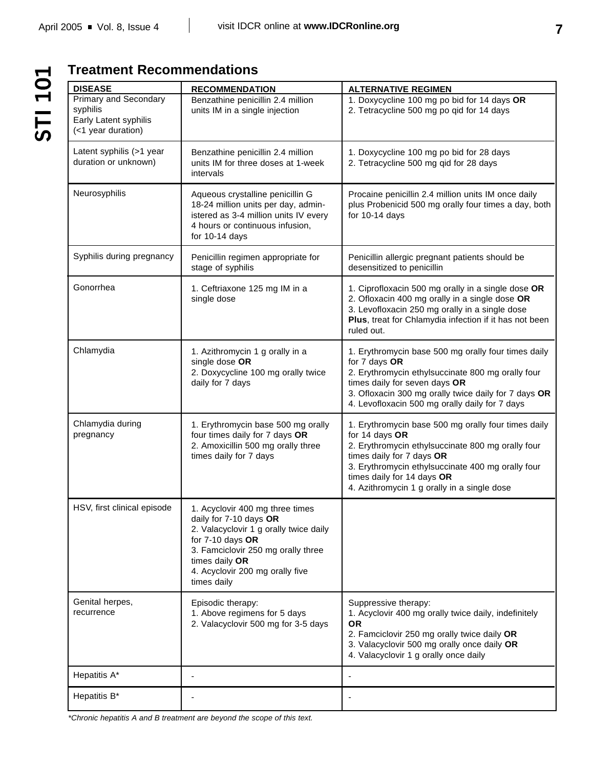## Treatment Recommendations

| DISEASE | RECOMMENDATION | ALTERNATIVE REGIMEN |
|---|---|---|
| Primary and Secondary syphilis<br>Early Latent syphilis (<1 year duration) | Benzathine penicillin 2.4 million units IM in a single injection | 1. Doxycycline 100 mg po bid for 14 days **OR**<br>2. Tetracycline 500 mg po qid for 14 days |
| Latent syphilis (>1 year duration or unknown) | Benzathine penicillin 2.4 million units IM for three doses at 1-week intervals | 1. Doxycycline 100 mg po bid for 28 days<br>2. Tetracycline 500 mg qid for 28 days |
| Neurosyphilis | Aqueous crystalline penicillin G 18-24 million units per day, administered as 3-4 million units IV every 4 hours or continuous infusion, for 10-14 days | Procaine penicillin 2.4 million units IM once daily plus Probenicid 500 mg orally four times a day, both for 10-14 days |
| Syphilis during pregnancy | Penicillin regimen appropriate for stage of syphilis | Penicillin allergic pregnant patients should be desensitized to penicillin |
| Gonorrhea | 1. Ceftriaxone 125 mg IM in a single dose | 1. Ciprofloxacin 500 mg orally in a single dose **OR**<br>2. Ofloxacin 400 mg orally in a single dose **OR**<br>3. Levofloxacin 250 mg orally in a single dose<br>**Plus**, treat for Chlamydia infection if it has not been ruled out. |
| Chlamydia | 1. Azithromycin 1 g orally in a single dose **OR**<br>2. Doxycycline 100 mg orally twice daily for 7 days | 1. Erythromycin base 500 mg orally four times daily for 7 days **OR**<br>2. Erythromycin ethylsuccinate 800 mg orally four times daily for seven days **OR**<br>3. Ofloxacin 300 mg orally twice daily for 7 days **OR**<br>4. Levofloxacin 500 mg orally daily for 7 days |
| Chlamydia during pregnancy | 1. Erythromycin base 500 mg orally four times daily for 7 days **OR**<br>2. Amoxicillin 500 mg orally three times daily for 7 days | 1. Erythromycin base 500 mg orally four times daily for 14 days **OR**<br>2. Erythromycin ethylsuccinate 800 mg orally four times daily for 7 days **OR**<br>3. Erythromycin ethylsuccinate 400 mg orally four times daily for 14 days **OR**<br>4. Azithromycin 1 g orally in a single dose |
| HSV, first clinical episode | 1. Acyclovir 400 mg three times daily for 7-10 days **OR**<br>2. Valacyclovir 1 g orally twice daily for 7-10 days **OR**<br>3. Famciclovir 250 mg orally three times daily **OR**<br>4. Acyclovir 200 mg orally five times daily | |
| Genital herpes, recurrence | Episodic therapy:<br>1. Above regimens for 5 days<br>2. Valacyclovir 500 mg for 3-5 days | Suppressive therapy:<br>1. Acyclovir 400 mg orally twice daily, indefinitely **OR**<br>2. Famciclovir 250 mg orally twice daily **OR**<br>3. Valacyclovir 500 mg orally once daily **OR**<br>4. Valacyclovir 1 g orally once daily |
| Hepatitis A* | - | - |
| Hepatitis B* | - | - |

*\*Chronic hepatitis A and B treatment are beyond the scope of this text.*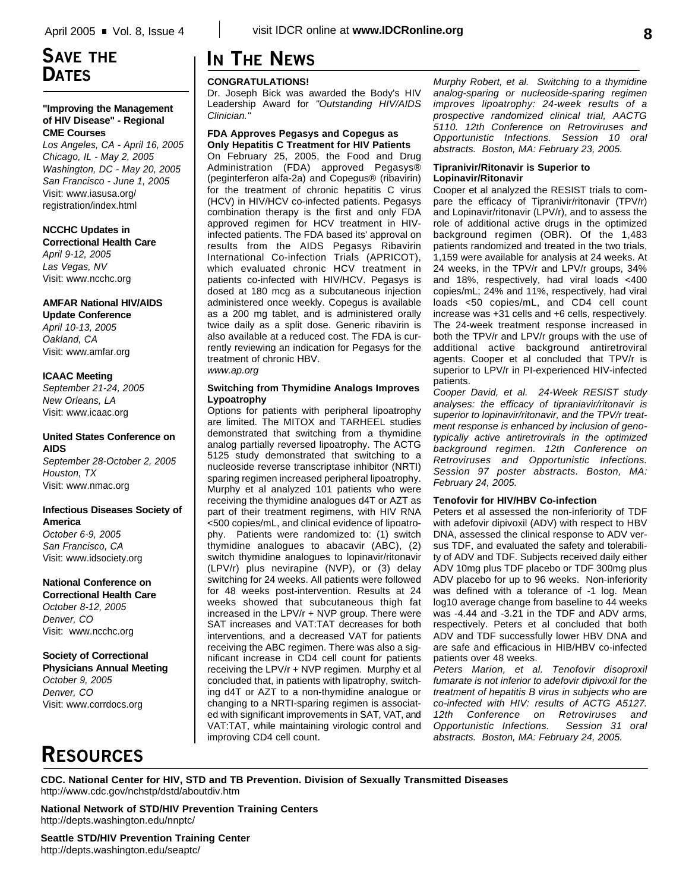## SAVE THE DATES

**"Improving the Management of HIV Disease" - Regional CME Courses**
*Los Angeles, CA - April 16, 2005*
*Chicago, IL - May 2, 2005*
*Washington, DC - May 20, 2005*
*San Francisco - June 1, 2005*
Visit: www.iasusa.org/registration/index.html

**NCCHC Updates in Correctional Health Care**
*April 9-12, 2005*
*Las Vegas, NV*
Visit: www.ncchc.org

**AMFAR National HIV/AIDS Update Conference**
*April 10-13, 2005*
*Oakland, CA*
Visit: www.amfar.org

**ICAAC Meeting**
*September 21-24, 2005*
*New Orleans, LA*
Visit: www.icaac.org

**United States Conference on AIDS**
*September 28-October 2, 2005*
*Houston, TX*
Visit: www.nmac.org

**Infectious Diseases Society of America**
*October 6-9, 2005*
*San Francisco, CA*
Visit: www.idsociety.org

**National Conference on Correctional Health Care**
*October 8-12, 2005*
*Denver, CO*
Visit: www.ncchc.org

**Society of Correctional Physicians Annual Meeting**
*October 9, 2005*
*Denver, CO*
Visit: www.corrdocs.org

## IN THE NEWS

**CONGRATULATIONS!**
Dr. Joseph Bick was awarded the Body's HIV Leadership Award for *"Outstanding HIV/AIDS Clinician."*

**FDA Approves Pegasys and Copegus as Only Hepatitis C Treatment for HIV Patients**
On February 25, 2005, the Food and Drug Administration (FDA) approved Pegasys® (peginterferon alfa-2a) and Copegus® (ribavirin) for the treatment of chronic hepatitis C virus (HCV) in HIV/HCV co-infected patients. Pegasys combination therapy is the first and only FDA approved regimen for HCV treatment in HIV-infected patients. The FDA based its' approval on results from the AIDS Pegasys Ribavirin International Co-infection Trials (APRICOT), which evaluated chronic HCV treatment in patients co-infected with HIV/HCV. Pegasys is dosed at 180 mcg as a subcutaneous injection administered once weekly. Copegus is available as a 200 mg tablet, and is administered orally twice daily as a split dose. Generic ribavirin is also available at a reduced cost. The FDA is currently reviewing an indication for Pegasys for the treatment of chronic HBV.
*www.ap.org*

**Switching from Thymidine Analogs Improves Lypoatrophy**
Options for patients with peripheral lipoatrophy are limited. The MITOX and TARHEEL studies demonstrated that switching from a thymidine analog partially reversed lipoatrophy. The ACTG 5125 study demonstrated that switching to a nucleoside reverse transcriptase inhibitor (NRTI) sparing regimen increased peripheral lipoatrophy. Murphy et al analyzed 101 patients who were receiving the thymidine analogues d4T or AZT as part of their treatment regimens, with HIV RNA <500 copies/mL, and clinical evidence of lipoatrophy. Patients were randomized to: (1) switch thymidine analogues to abacavir (ABC), (2) switch thymidine analogues to lopinavir/ritonavir (LPV/r) plus nevirapine (NVP), or (3) delay switching for 24 weeks. All patients were followed for 48 weeks post-intervention. Results at 24 weeks showed that subcutaneous thigh fat increased in the LPV/r + NVP group. There were SAT increases and VAT:TAT decreases for both interventions, and a decreased VAT for patients receiving the ABC regimen. There was also a significant increase in CD4 cell count for patients receiving the LPV/r + NVP regimen. Murphy et al concluded that, in patients with lipatrophy, switching d4T or AZT to a non-thymidine analogue or changing to a NRTI-sparing regimen is associated with significant improvements in SAT, VAT, and VAT:TAT, while maintaining virologic control and improving CD4 cell count.

*Murphy Robert, et al. Switching to a thymidine analog-sparing or nucleoside-sparing regimen improves lipoatrophy: 24-week results of a prospective randomized clinical trial, AACTG 5110. 12th Conference on Retroviruses and Opportunistic Infections. Session 10 oral abstracts. Boston, MA: February 23, 2005.*

**Tipranivir/Ritonavir is Superior to Lopinavir/Ritonavir**
Cooper et al analyzed the RESIST trials to compare the efficacy of Tipranivir/ritonavir (TPV/r) and Lopinavir/ritonavir (LPV/r), and to assess the role of additional active drugs in the optimized background regimen (OBR). Of the 1,483 patients randomized and treated in the two trials, 1,159 were available for analysis at 24 weeks. At 24 weeks, in the TPV/r and LPV/r groups, 34% and 18%, respectively, had viral loads <400 copies/mL; 24% and 11%, respectively, had viral loads <50 copies/mL, and CD4 cell count increase was +31 cells and +6 cells, respectively. The 24-week treatment response increased in both the TPV/r and LPV/r groups with the use of additional active background antiretroviral agents. Cooper et al concluded that TPV/r is superior to LPV/r in PI-experienced HIV-infected patients.

*Cooper David, et al. 24-Week RESIST study analyses: the efficacy of tipraniavir/ritonavir is superior to lopinavir/ritonavir, and the TPV/r treatment response is enhanced by inclusion of genotypically active antiretrovirals in the optimized background regimen. 12th Conference on Retroviruses and Opportunistic Infections. Session 97 poster abstracts. Boston, MA: February 24, 2005.*

**Tenofovir for HIV/HBV Co-infection**
Peters et al assessed the non-inferiority of TDF with adefovir dipivoxil (ADV) with respect to HBV DNA, assessed the clinical response to ADV versus TDF, and evaluated the safety and tolerability of ADV and TDF. Subjects received daily either ADV 10mg plus TDF placebo or TDF 300mg plus ADV placebo for up to 96 weeks. Non-inferiority was defined with a tolerance of -1 log. Mean log10 average change from baseline to 44 weeks was -4.44 and -3.21 in the TDF and ADV arms, respectively. Peters et al concluded that both ADV and TDF successfully lower HBV DNA and are safe and efficacious in HIB/HBV co-infected patients over 48 weeks.

*Peters Marion, et al. Tenofovir disoproxil fumarate is not inferior to adefovir dipivoxil for the treatment of hepatitis B virus in subjects who are co-infected with HIV: results of ACTG A5127. 12th Conference on Retroviruses and Opportunistic Infections. Session 31 oral abstracts. Boston, MA: February 24, 2005.*

## RESOURCES

**CDC. National Center for HIV, STD and TB Prevention. Division of Sexually Transmitted Diseases**
http://www.cdc.gov/nchstp/dstd/aboutdiv.htm

**National Network of STD/HIV Prevention Training Centers**
http://depts.washington.edu/nnptc/

**Seattle STD/HIV Prevention Training Center**
http://depts.washington.edu/seaptc/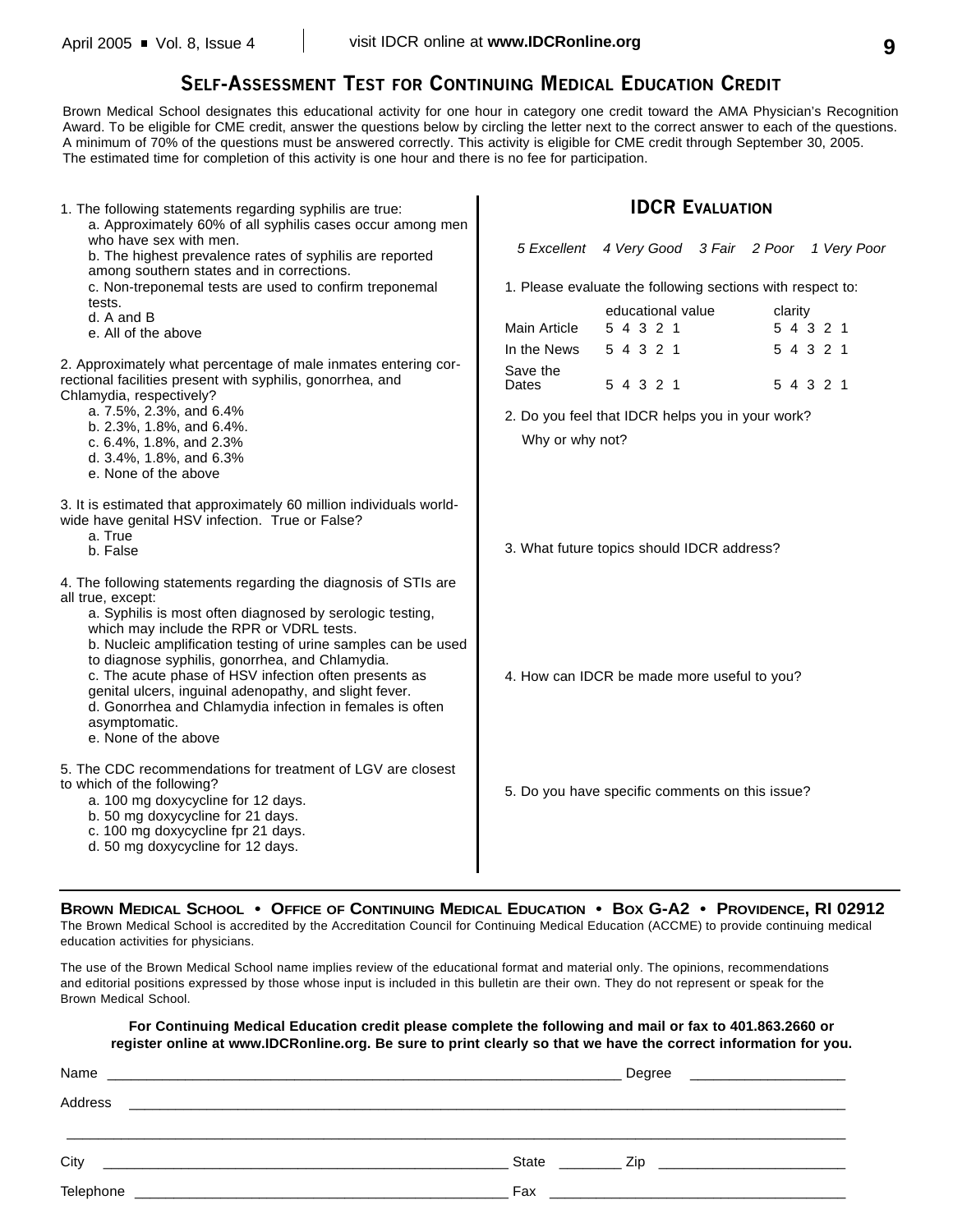## Self-Assessment Test for Continuing Medical Education Credit

Brown Medical School designates this educational activity for one hour in category one credit toward the AMA Physician's Recognition Award. To be eligible for CME credit, answer the questions below by circling the letter next to the correct answer to each of the questions. A minimum of 70% of the questions must be answered correctly. This activity is eligible for CME credit through September 30, 2005. The estimated time for completion of this activity is one hour and there is no fee for participation.

1. The following statements regarding syphilis are true:
   a. Approximately 60% of all syphilis cases occur among men who have sex with men.
   b. The highest prevalence rates of syphilis are reported among southern states and in corrections.
   c. Non-treponemal tests are used to confirm treponemal tests.
   d. A and B
   e. All of the above

2. Approximately what percentage of male inmates entering correctional facilities present with syphilis, gonorrhea, and Chlamydia, respectively?
   a. 7.5%, 2.3%, and 6.4%
   b. 2.3%, 1.8%, and 6.4%.
   c. 6.4%, 1.8%, and 2.3%
   d. 3.4%, 1.8%, and 6.3%
   e. None of the above

3. It is estimated that approximately 60 million individuals worldwide have genital HSV infection. True or False?
   a. True
   b. False

4. The following statements regarding the diagnosis of STIs are all true, except:
   a. Syphilis is most often diagnosed by serologic testing, which may include the RPR or VDRL tests.
   b. Nucleic amplification testing of urine samples can be used to diagnose syphilis, gonorrhea, and Chlamydia.
   c. The acute phase of HSV infection often presents as genital ulcers, inguinal adenopathy, and slight fever.
   d. Gonorrhea and Chlamydia infection in females is often asymptomatic.
   e. None of the above

5. The CDC recommendations for treatment of LGV are closest to which of the following?
   a. 100 mg doxycycline for 12 days.
   b. 50 mg doxycycline for 21 days.
   c. 100 mg doxycycline fpr 21 days.
   d. 50 mg doxycycline for 12 days.

## IDCR Evaluation

*5 Excellent   4 Very Good   3 Fair   2 Poor   1 Very Poor*

1. Please evaluate the following sections with respect to:

| | educational value | clarity |
|---|---|---|
| Main Article | 5 4 3 2 1 | 5 4 3 2 1 |
| In the News | 5 4 3 2 1 | 5 4 3 2 1 |
| Save the Dates | 5 4 3 2 1 | 5 4 3 2 1 |

2. Do you feel that IDCR helps you in your work?
   Why or why not?

3. What future topics should IDCR address?

4. How can IDCR be made more useful to you?

5. Do you have specific comments on this issue?

---

**Brown Medical School • Office of Continuing Medical Education • Box G-A2 • Providence, RI 02912**

The Brown Medical School is accredited by the Accreditation Council for Continuing Medical Education (ACCME) to provide continuing medical education activities for physicians.

The use of the Brown Medical School name implies review of the educational format and material only. The opinions, recommendations and editorial positions expressed by those whose input is included in this bulletin are their own. They do not represent or speak for the Brown Medical School.

**For Continuing Medical Education credit please complete the following and mail or fax to 401.863.2660 or register online at www.IDCRonline.org. Be sure to print clearly so that we have the correct information for you.**

Name ______________________________ Degree ______________

Address ______________________________

______________________________

City ______________________ State ________ Zip ______________

Telephone ______________________ Fax ______________________